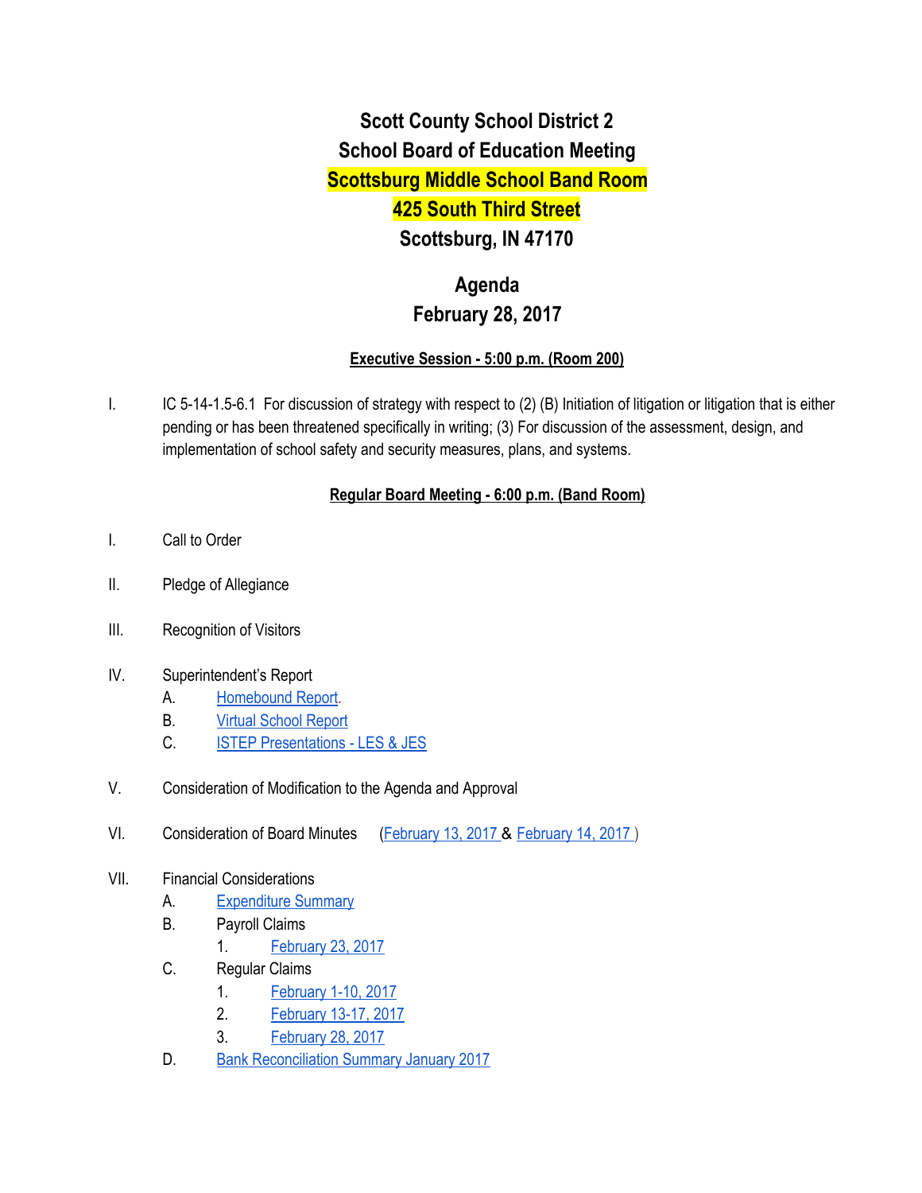# Scott County School District 2
# School Board of Education Meeting
# Scottsburg Middle School Band Room
# 425 South Third Street
# Scottsburg, IN 47170

## Agenda
## February 28, 2017

**Executive Session - 5:00 p.m. (Room 200)**

I. IC 5-14-1.5-6.1 For discussion of strategy with respect to (2) (B) Initiation of litigation or litigation that is either pending or has been threatened specifically in writing; (3) For discussion of the assessment, design, and implementation of school safety and security measures, plans, and systems.

**Regular Board Meeting - 6:00 p.m. (Band Room)**

I. Call to Order

II. Pledge of Allegiance

III. Recognition of Visitors

IV. Superintendent's Report
   - A. Homebound Report.
   - B. Virtual School Report
   - C. ISTEP Presentations - LES & JES

V. Consideration of Modification to the Agenda and Approval

VI. Consideration of Board Minutes (February 13, 2017 & February 14, 2017 )

VII. Financial Considerations
   - A. Expenditure Summary
   - B. Payroll Claims
     1. February 23, 2017
   - C. Regular Claims
     1. February 1-10, 2017
     2. February 13-17, 2017
     3. February 28, 2017
   - D. Bank Reconciliation Summary January 2017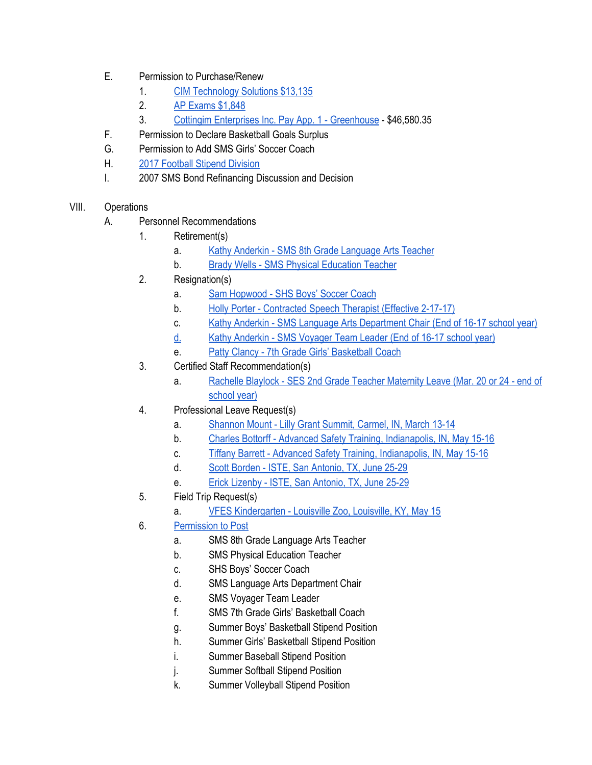E. Permission to Purchase/Renew
   1. CIM Technology Solutions $13,135
   2. AP Exams $1,848
   3. Cottingim Enterprises Inc. Pay App. 1 - Greenhouse - $46,580.35
F. Permission to Declare Basketball Goals Surplus
G. Permission to Add SMS Girls' Soccer Coach
H. 2017 Football Stipend Division
I. 2007 SMS Bond Refinancing Discussion and Decision

VIII. Operations

A. Personnel Recommendations
   1. Retirement(s)
      a. Kathy Anderkin - SMS 8th Grade Language Arts Teacher
      b. Brady Wells - SMS Physical Education Teacher
   2. Resignation(s)
      a. Sam Hopwood - SHS Boys' Soccer Coach
      b. Holly Porter - Contracted Speech Therapist (Effective 2-17-17)
      c. Kathy Anderkin - SMS Language Arts Department Chair (End of 16-17 school year)
      d. Kathy Anderkin - SMS Voyager Team Leader (End of 16-17 school year)
      e. Patty Clancy - 7th Grade Girls' Basketball Coach
   3. Certified Staff Recommendation(s)
      a. Rachelle Blaylock - SES 2nd Grade Teacher Maternity Leave (Mar. 20 or 24 - end of school year)
   4. Professional Leave Request(s)
      a. Shannon Mount - Lilly Grant Summit, Carmel, IN, March 13-14
      b. Charles Bottorff - Advanced Safety Training, Indianapolis, IN, May 15-16
      c. Tiffany Barrett - Advanced Safety Training, Indianapolis, IN, May 15-16
      d. Scott Borden - ISTE, San Antonio, TX, June 25-29
      e. Erick Lizenby - ISTE, San Antonio, TX, June 25-29
   5. Field Trip Request(s)
      a. VFES Kindergarten - Louisville Zoo, Louisville, KY, May 15
   6. Permission to Post
      a. SMS 8th Grade Language Arts Teacher
      b. SMS Physical Education Teacher
      c. SHS Boys' Soccer Coach
      d. SMS Language Arts Department Chair
      e. SMS Voyager Team Leader
      f. SMS 7th Grade Girls' Basketball Coach
      g. Summer Boys' Basketball Stipend Position
      h. Summer Girls' Basketball Stipend Position
      i. Summer Baseball Stipend Position
      j. Summer Softball Stipend Position
      k. Summer Volleyball Stipend Position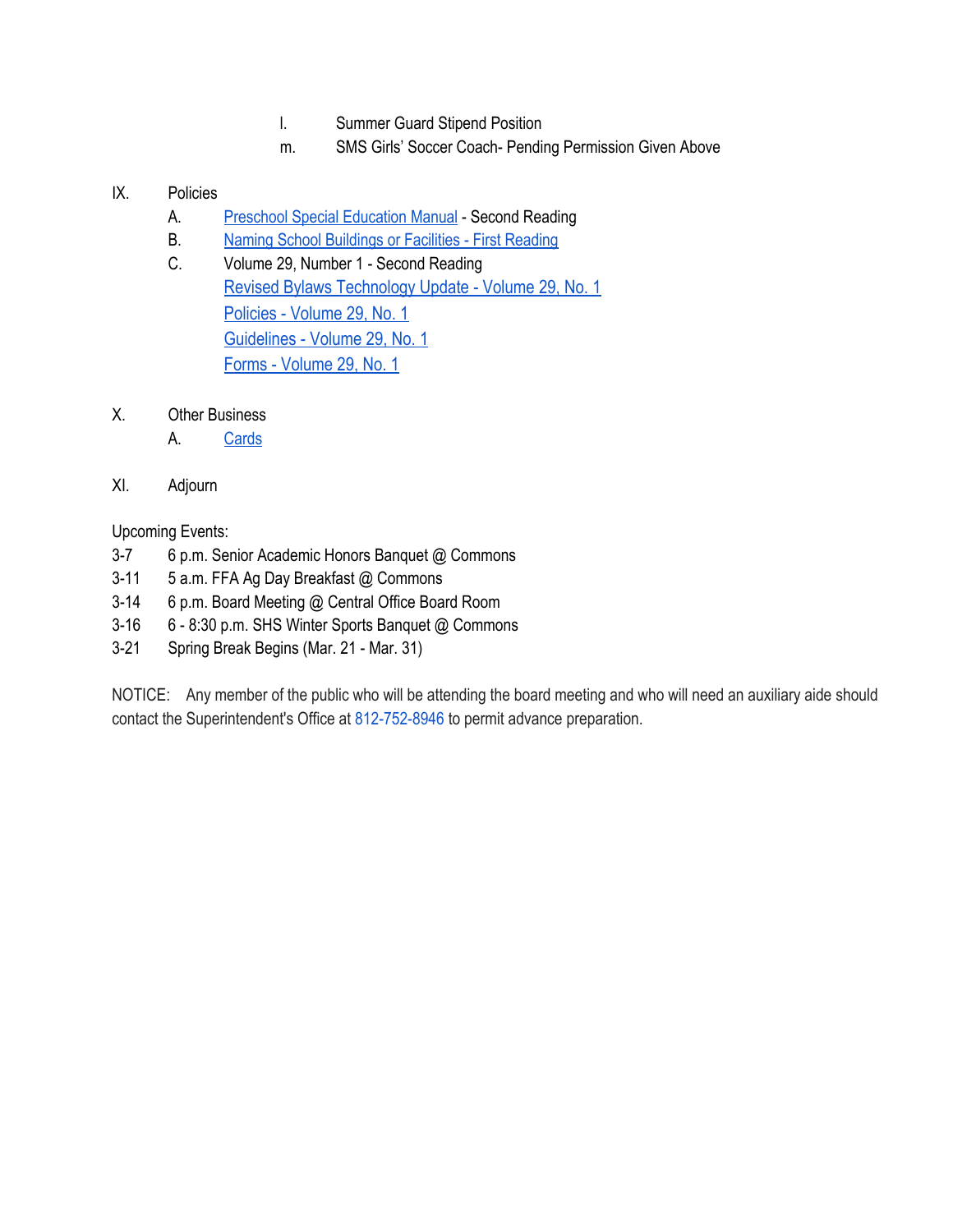l. Summer Guard Stipend Position

m. SMS Girls' Soccer Coach- Pending Permission Given Above

IX. Policies

A. Preschool Special Education Manual - Second Reading

B. Naming School Buildings or Facilities - First Reading

C. Volume 29, Number 1 - Second Reading

Revised Bylaws Technology Update - Volume 29, No. 1

Policies - Volume 29, No. 1

Guidelines - Volume 29, No. 1

Forms - Volume 29, No. 1

X. Other Business

A. Cards

XI. Adjourn

Upcoming Events:

3-7 6 p.m. Senior Academic Honors Banquet @ Commons

3-11 5 a.m. FFA Ag Day Breakfast @ Commons

3-14 6 p.m. Board Meeting @ Central Office Board Room

3-16 6 - 8:30 p.m. SHS Winter Sports Banquet @ Commons

3-21 Spring Break Begins (Mar. 21 - Mar. 31)

NOTICE: Any member of the public who will be attending the board meeting and who will need an auxiliary aide should contact the Superintendent's Office at 812-752-8946 to permit advance preparation.